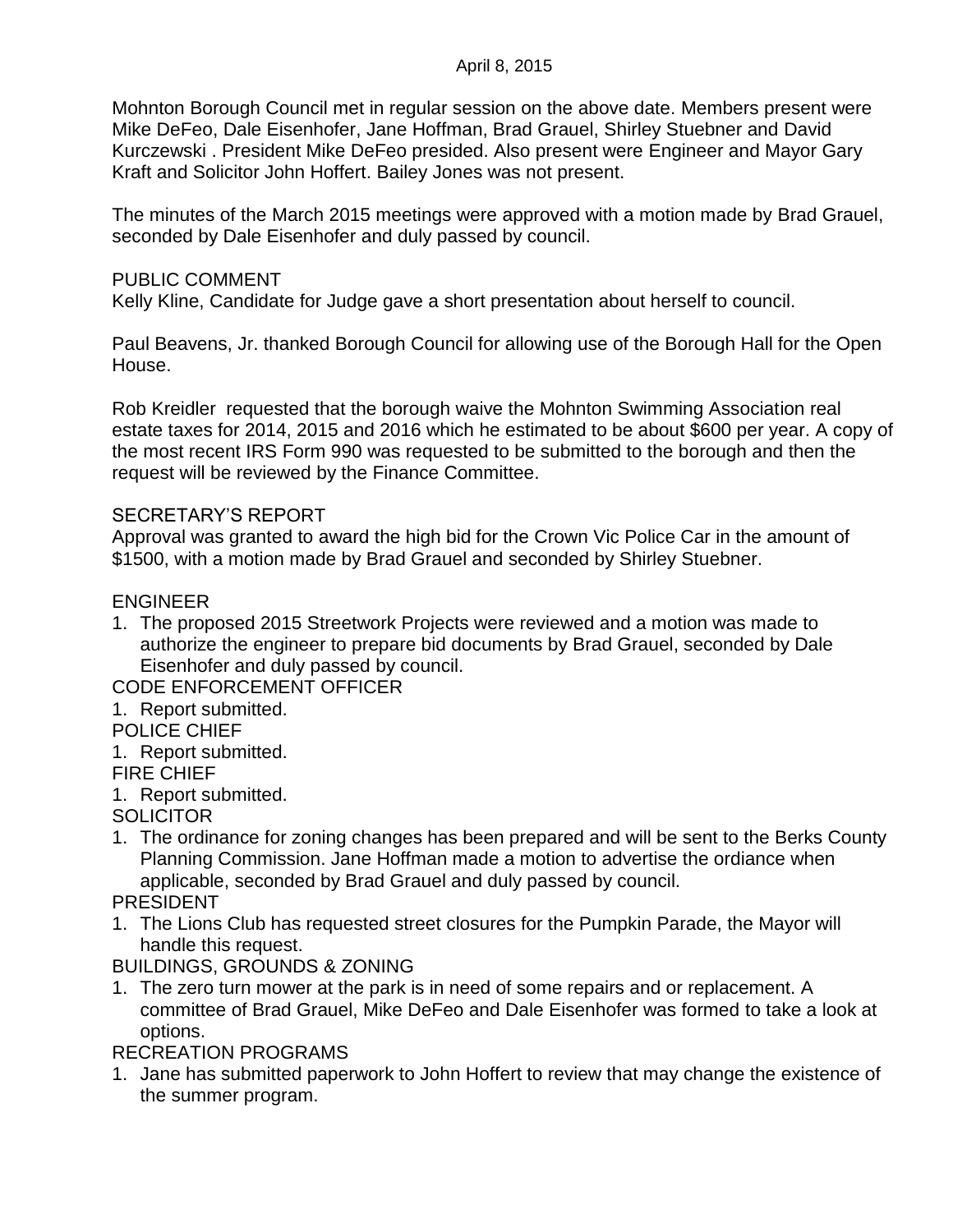April 8, 2015

Mohnton Borough Council met in regular session on the above date. Members present were Mike DeFeo, Dale Eisenhofer, Jane Hoffman, Brad Grauel, Shirley Stuebner and David Kurczewski . President Mike DeFeo presided. Also present were Engineer and Mayor Gary Kraft and Solicitor John Hoffert. Bailey Jones was not present.

The minutes of the March 2015 meetings were approved with a motion made by Brad Grauel, seconded by Dale Eisenhofer and duly passed by council.

PUBLIC COMMENT

Kelly Kline, Candidate for Judge gave a short presentation about herself to council.

Paul Beavens, Jr. thanked Borough Council for allowing use of the Borough Hall for the Open House.

Rob Kreidler requested that the borough waive the Mohnton Swimming Association real estate taxes for 2014, 2015 and 2016 which he estimated to be about $600 per year. A copy of the most recent IRS Form 990 was requested to be submitted to the borough and then the request will be reviewed by the Finance Committee.

SECRETARY'S REPORT

Approval was granted to award the high bid for the Crown Vic Police Car in the amount of $1500, with a motion made by Brad Grauel and seconded by Shirley Stuebner.

ENGINEER

1. The proposed 2015 Streetwork Projects were reviewed and a motion was made to authorize the engineer to prepare bid documents by Brad Grauel, seconded by Dale Eisenhofer and duly passed by council.

CODE ENFORCEMENT OFFICER

1. Report submitted.

POLICE CHIEF

1. Report submitted.

FIRE CHIEF

1. Report submitted.

SOLICITOR

1. The ordinance for zoning changes has been prepared and will be sent to the Berks County Planning Commission. Jane Hoffman made a motion to advertise the ordiance when applicable, seconded by Brad Grauel and duly passed by council.

PRESIDENT

1. The Lions Club has requested street closures for the Pumpkin Parade, the Mayor will handle this request.

BUILDINGS, GROUNDS & ZONING

1. The zero turn mower at the park is in need of some repairs and or replacement. A committee of Brad Grauel, Mike DeFeo and Dale Eisenhofer was formed to take a look at options.

RECREATION PROGRAMS

1. Jane has submitted paperwork to John Hoffert to review that may change the existence of the summer program.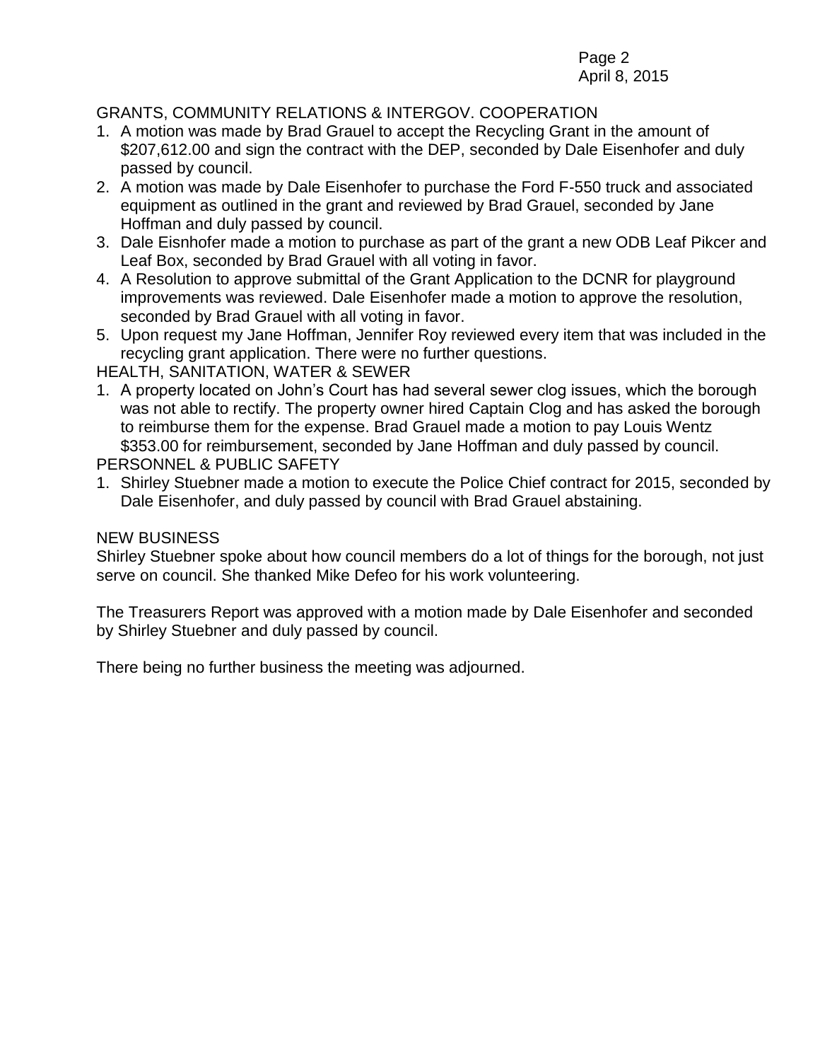GRANTS, COMMUNITY RELATIONS & INTERGOV. COOPERATION

1. A motion was made by Brad Grauel to accept the Recycling Grant in the amount of $207,612.00 and sign the contract with the DEP, seconded by Dale Eisenhofer and duly passed by council.
2. A motion was made by Dale Eisenhofer to purchase the Ford F-550 truck and associated equipment as outlined in the grant and reviewed by Brad Grauel, seconded by Jane Hoffman and duly passed by council.
3. Dale Eisnhofer made a motion to purchase as part of the grant a new ODB Leaf Pikcer and Leaf Box, seconded by Brad Grauel with all voting in favor.
4. A Resolution to approve submittal of the Grant Application to the DCNR for playground improvements was reviewed. Dale Eisenhofer made a motion to approve the resolution, seconded by Brad Grauel with all voting in favor.
5. Upon request my Jane Hoffman, Jennifer Roy reviewed every item that was included in the recycling grant application. There were no further questions.

HEALTH, SANITATION, WATER & SEWER

1. A property located on John's Court has had several sewer clog issues, which the borough was not able to rectify. The property owner hired Captain Clog and has asked the borough to reimburse them for the expense. Brad Grauel made a motion to pay Louis Wentz $353.00 for reimbursement, seconded by Jane Hoffman and duly passed by council.

PERSONNEL & PUBLIC SAFETY

1. Shirley Stuebner made a motion to execute the Police Chief contract for 2015, seconded by Dale Eisenhofer, and duly passed by council with Brad Grauel abstaining.

NEW BUSINESS

Shirley Stuebner spoke about how council members do a lot of things for the borough, not just serve on council. She thanked Mike Defeo for his work volunteering.

The Treasurers Report was approved with a motion made by Dale Eisenhofer and seconded by Shirley Stuebner and duly passed by council.

There being no further business the meeting was adjourned.